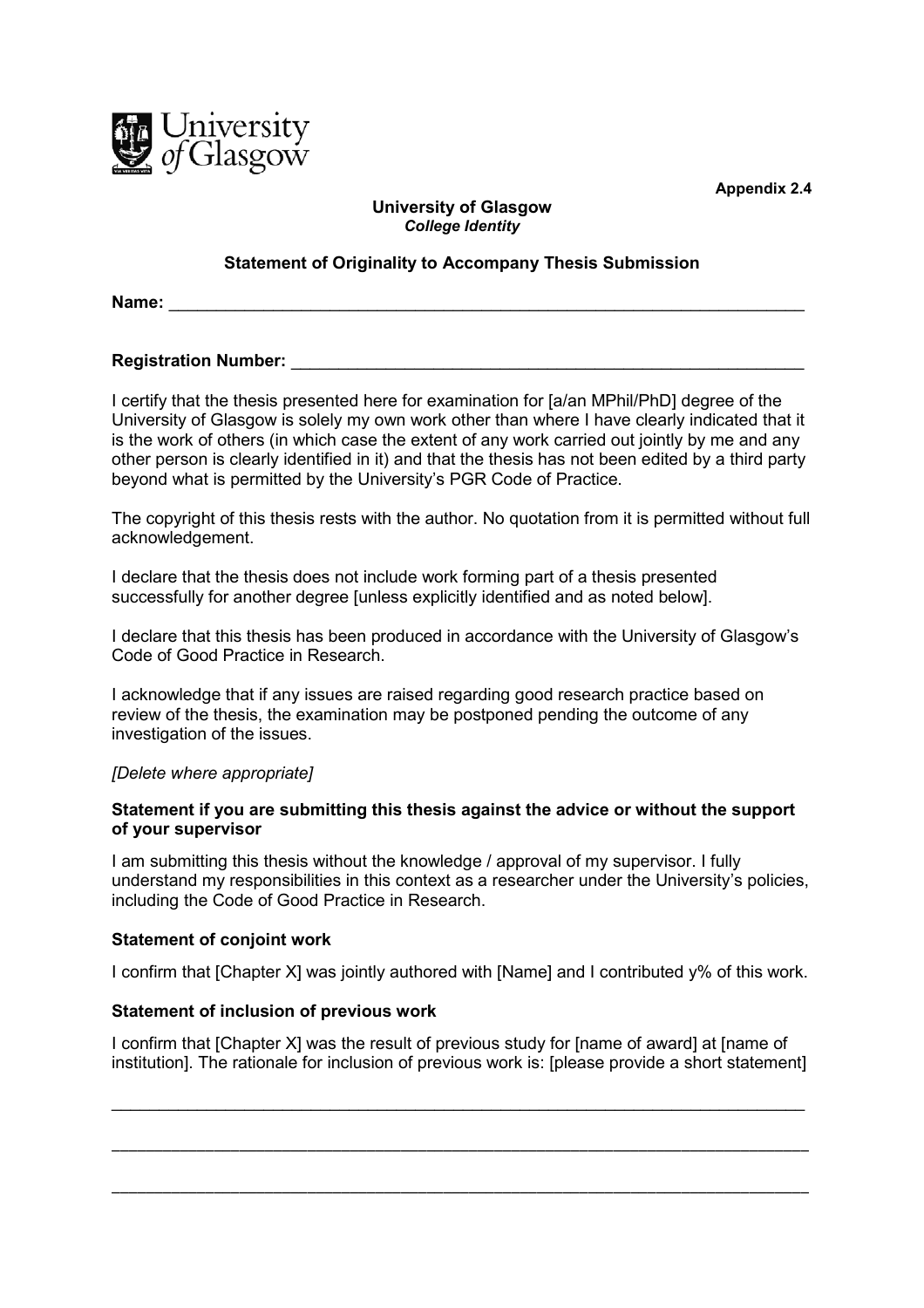Appendix 2.4

**University of Glasgow**
***College Identity***

**Statement of Originality to Accompany Thesis Submission**

**Name:** ______________________________________________________________________

**Registration Number:** ___________________________________________________

I certify that the thesis presented here for examination for [a/an MPhil/PhD] degree of the University of Glasgow is solely my own work other than where I have clearly indicated that it is the work of others (in which case the extent of any work carried out jointly by me and any other person is clearly identified in it) and that the thesis has not been edited by a third party beyond what is permitted by the University's PGR Code of Practice.

The copyright of this thesis rests with the author. No quotation from it is permitted without full acknowledgement.

I declare that the thesis does not include work forming part of a thesis presented successfully for another degree [unless explicitly identified and as noted below].

I declare that this thesis has been produced in accordance with the University of Glasgow's Code of Good Practice in Research.

I acknowledge that if any issues are raised regarding good research practice based on review of the thesis, the examination may be postponed pending the outcome of any investigation of the issues.

*[Delete where appropriate]*

**Statement if you are submitting this thesis against the advice or without the support of your supervisor**

I am submitting this thesis without the knowledge / approval of my supervisor. I fully understand my responsibilities in this context as a researcher under the University's policies, including the Code of Good Practice in Research.

**Statement of conjoint work**

I confirm that [Chapter X] was jointly authored with [Name] and I contributed y% of this work.

**Statement of inclusion of previous work**

I confirm that [Chapter X] was the result of previous study for [name of award] at [name of institution]. The rationale for inclusion of previous work is: [please provide a short statement]

___________________________________________________________________________

___________________________________________________________________________

___________________________________________________________________________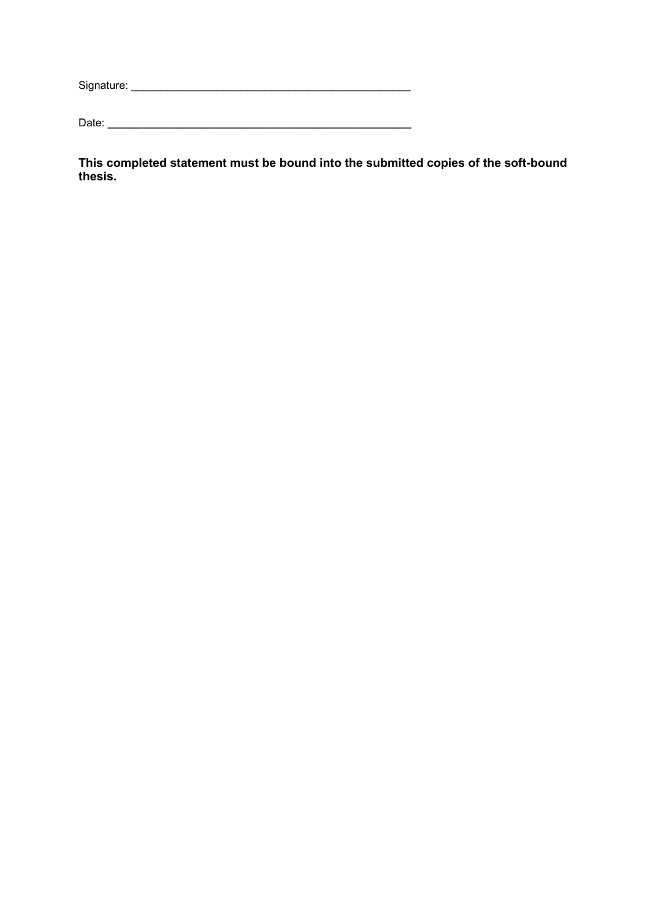Signature: _______________________________________________

Date: ___________________________________________________

**This completed statement must be bound into the submitted copies of the soft-bound thesis.**